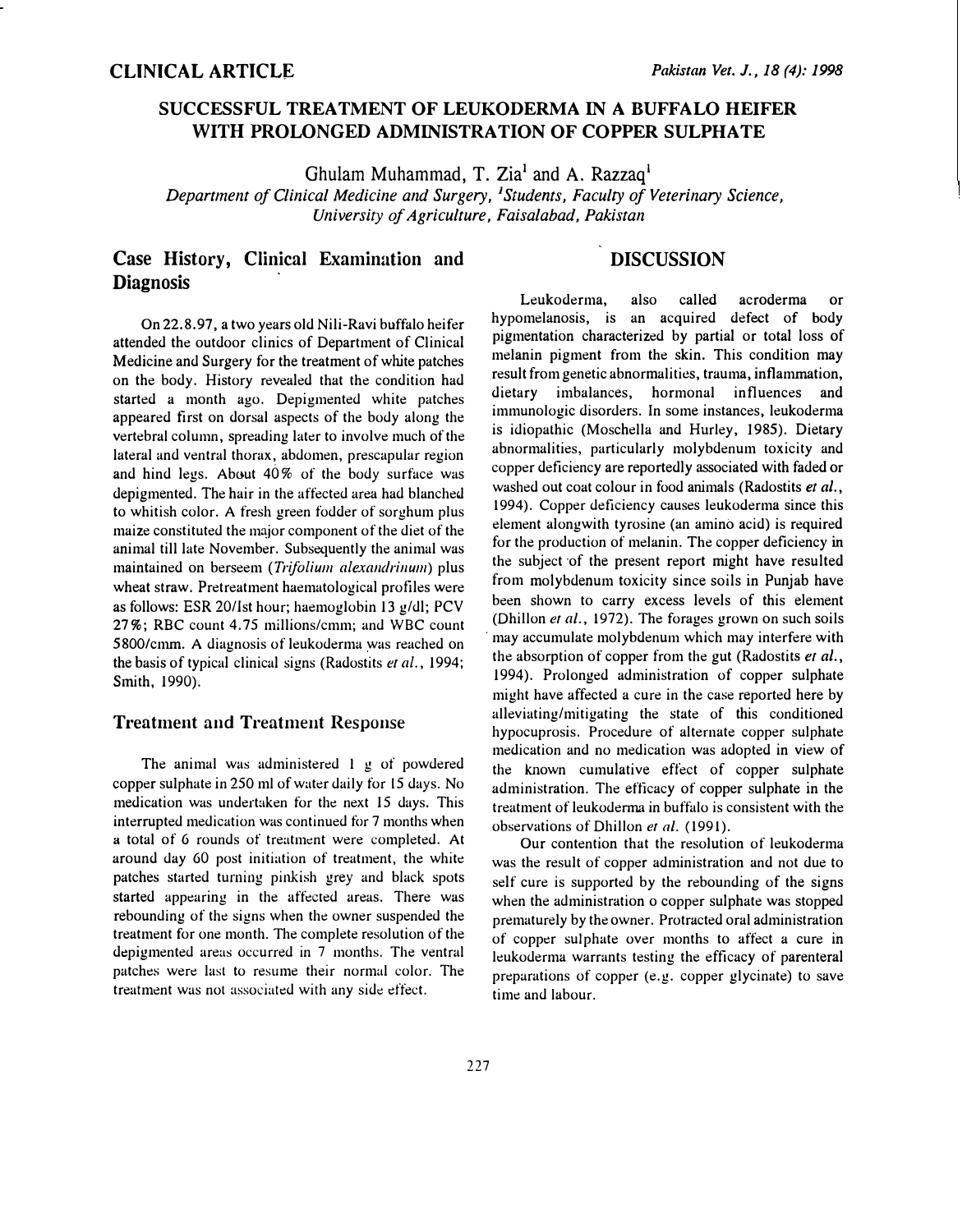## CLINICAL ARTICLE

# SUCCESSFUL TREATMENT OF LEUKODERMA IN A BUFFALO HEIFER WITH PROLONGED ADMINISTRATION OF COPPER SULPHATE

Ghulam Muhammad, T. Zia[1] and A. Razzaq[1]

*Department of Clinical Medicine and Surgery, [1]Students, Faculty of Veterinary Science, University of Agriculture, Faisalabad, Pakistan*

## Case History, Clinical Examination and Diagnosis

On 22.8.97, a two years old Nili-Ravi buffalo heifer attended the outdoor clinics of Department of Clinical Medicine and Surgery for the treatment of white patches on the body. History revealed that the condition had started a month ago. Depigmented white patches appeared first on dorsal aspects of the body along the vertebral column, spreading later to involve much of the lateral and ventral thorax, abdomen, prescapular region and hind legs. About 40% of the body surface was depigmented. The hair in the affected area had blanched to whitish color. A fresh green fodder of sorghum plus maize constituted the major component of the diet of the animal till late November. Subsequently the animal was maintained on berseem (*Trifolium alexandrinum*) plus wheat straw. Pretreatment haematological profiles were as follows: ESR 20/lst hour; haemoglobin 13 g/dl; PCV 27%; RBC count 4.75 millions/cmm; and WBC count 5800/cmm. A diagnosis of leukoderma was reached on the basis of typical clinical signs (Radostits *et al.*, 1994; Smith, 1990).

## Treatment and Treatment Response

The animal was administered 1 g of powdered copper sulphate in 250 ml of water daily for 15 days. No medication was undertaken for the next 15 days. This interrupted medication was continued for 7 months when a total of 6 rounds of treatment were completed. At around day 60 post initiation of treatment, the white patches started turning pinkish grey and black spots started appearing in the affected areas. There was rebounding of the signs when the owner suspended the treatment for one month. The complete resolution of the depigmented areas occurred in 7 months. The ventral patches were last to resume their normal color. The treatment was not associated with any side effect.

## DISCUSSION

Leukoderma, also called acroderma or hypomelanosis, is an acquired defect of body pigmentation characterized by partial or total loss of melanin pigment from the skin. This condition may result from genetic abnormalities, trauma, inflammation, dietary imbalances, hormonal influences and immunologic disorders. In some instances, leukoderma is idiopathic (Moschella and Hurley, 1985). Dietary abnormalities, particularly molybdenum toxicity and copper deficiency are reportedly associated with faded or washed out coat colour in food animals (Radostits *et al.*, 1994). Copper deficiency causes leukoderma since this element alongwith tyrosine (an amino acid) is required for the production of melanin. The copper deficiency in the subject of the present report might have resulted from molybdenum toxicity since soils in Punjab have been shown to carry excess levels of this element (Dhillon *et al.*, 1972). The forages grown on such soils may accumulate molybdenum which may interfere with the absorption of copper from the gut (Radostits *et al.*, 1994). Prolonged administration of copper sulphate might have affected a cure in the case reported here by alleviating/mitigating the state of this conditioned hypocuprosis. Procedure of alternate copper sulphate medication and no medication was adopted in view of the known cumulative effect of copper sulphate administration. The efficacy of copper sulphate in the treatment of leukoderma in buffalo is consistent with the observations of Dhillon *et al.* (1991).

Our contention that the resolution of leukoderma was the result of copper administration and not due to self cure is supported by the rebounding of the signs when the administration o copper sulphate was stopped prematurely by the owner. Protracted oral administration of copper sulphate over months to affect a cure in leukoderma warrants testing the efficacy of parenteral preparations of copper (e.g. copper glycinate) to save time and labour.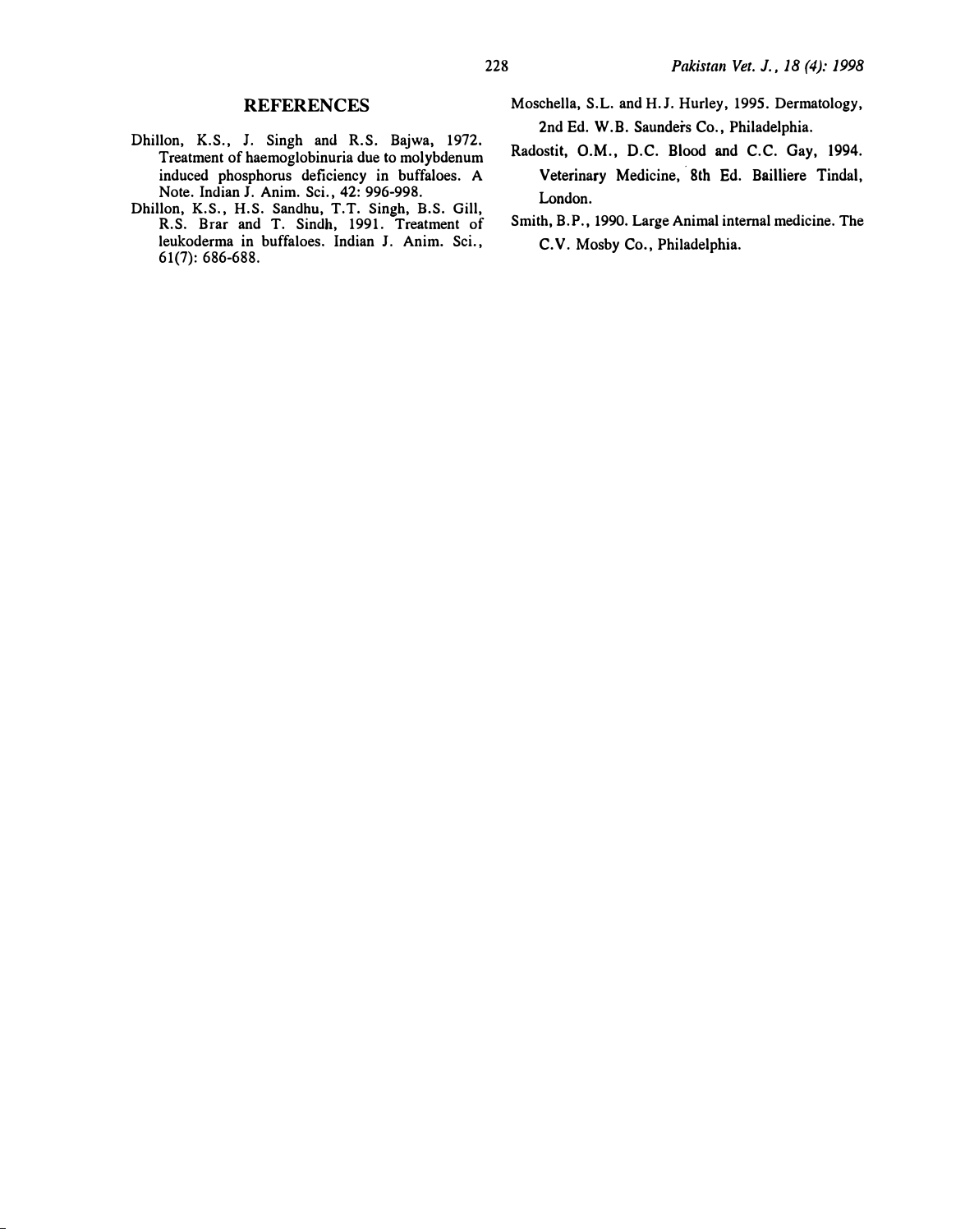## REFERENCES

Dhillon, K.S., J. Singh and R.S. Bajwa, 1972. Treatment of haemoglobinuria due to molybdenum induced phosphorus deficiency in buffaloes. A Note. Indian J. Anim. Sci., 42: 996-998.

Dhillon, K.S., H.S. Sandhu, T.T. Singh, B.S. Gill, R.S. Brar and T. Sindh, 1991. Treatment of leukoderma in buffaloes. Indian J. Anim. Sci., 61(7): 686-688.

Moschella, S.L. and H.J. Hurley, 1995. Dermatology, 2nd Ed. W.B. Saunders Co., Philadelphia.

Radostit, O.M., D.C. Blood and C.C. Gay, 1994. Veterinary Medicine, 8th Ed. Bailliere Tindal, London.

Smith, B.P., 1990. Large Animal internal medicine. The C.V. Mosby Co., Philadelphia.